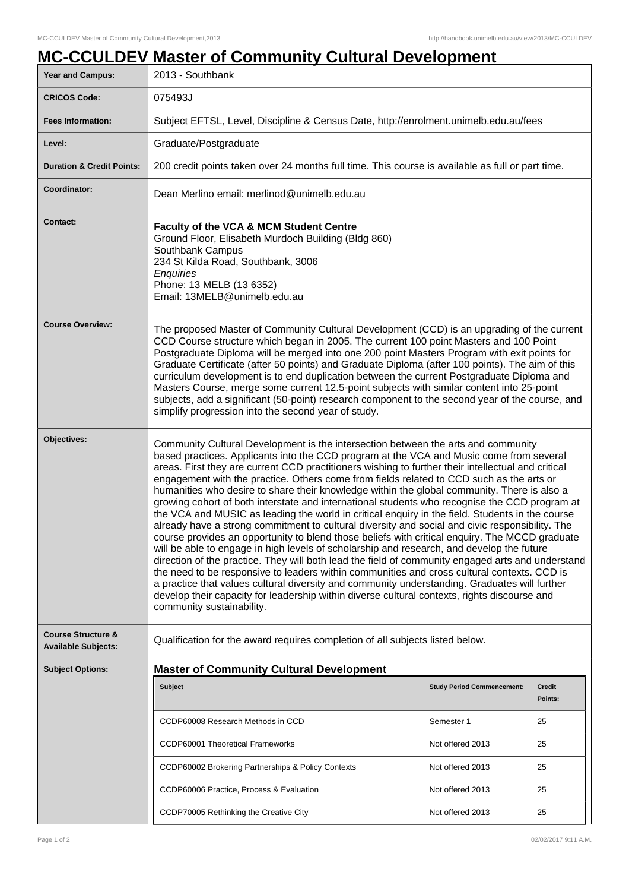# MC-CCULDEV Master of Community Cultural Development

| | |
|---|---|
| **Year and Campus:** | 2013 - Southbank |
| **CRICOS Code:** | 075493J |
| **Fees Information:** | Subject EFTSL, Level, Discipline & Census Date, http://enrolment.unimelb.edu.au/fees |
| **Level:** | Graduate/Postgraduate |
| **Duration & Credit Points:** | 200 credit points taken over 24 months full time. This course is available as full or part time. |
| **Coordinator:** | Dean Merlino email: merlinod@unimelb.edu.au |
| **Contact:** | **Faculty of the VCA & MCM Student Centre** Ground Floor, Elisabeth Murdoch Building (Bldg 860) Southbank Campus 234 St Kilda Road, Southbank, 3006 *Enquiries* Phone: 13 MELB (13 6352) Email: 13MELB@unimelb.edu.au |
| **Course Overview:** | The proposed Master of Community Cultural Development (CCD) is an upgrading of the current CCD Course structure which began in 2005. The current 100 point Masters and 100 Point Postgraduate Diploma will be merged into one 200 point Masters Program with exit points for Graduate Certificate (after 50 points) and Graduate Diploma (after 100 points). The aim of this curriculum development is to end duplication between the current Postgraduate Diploma and Masters Course, merge some current 12.5-point subjects with similar content into 25-point subjects, add a significant (50-point) research component to the second year of the course, and simplify progression into the second year of study. |
| **Objectives:** | Community Cultural Development is the intersection between the arts and community based practices. Applicants into the CCD program at the VCA and Music come from several areas. First they are current CCD practitioners wishing to further their intellectual and critical engagement with the practice. Others come from fields related to CCD such as the arts or humanities who desire to share their knowledge within the global community. There is also a growing cohort of both interstate and international students who recognise the CCD program at the VCA and MUSIC as leading the world in critical enquiry in the field. Students in the course already have a strong commitment to cultural diversity and social and civic responsibility. The course provides an opportunity to blend those beliefs with critical enquiry. The MCCD graduate will be able to engage in high levels of scholarship and research, and develop the future direction of the practice. They will both lead the field of community engaged arts and understand the need to be responsive to leaders within communities and cross cultural contexts. CCD is a practice that values cultural diversity and community understanding. Graduates will further develop their capacity for leadership within diverse cultural contexts, rights discourse and community sustainability. |
| **Course Structure & Available Subjects:** | Qualification for the award requires completion of all subjects listed below. |

**Subject Options:**

### Master of Community Cultural Development

| Subject | Study Period Commencement: | Credit Points: |
|---|---|---|
| CCDP60008 Research Methods in CCD | Semester 1 | 25 |
| CCDP60001 Theoretical Frameworks | Not offered 2013 | 25 |
| CCDP60002 Brokering Partnerships & Policy Contexts | Not offered 2013 | 25 |
| CCDP60006 Practice, Process & Evaluation | Not offered 2013 | 25 |
| CCDP70005 Rethinking the Creative City | Not offered 2013 | 25 |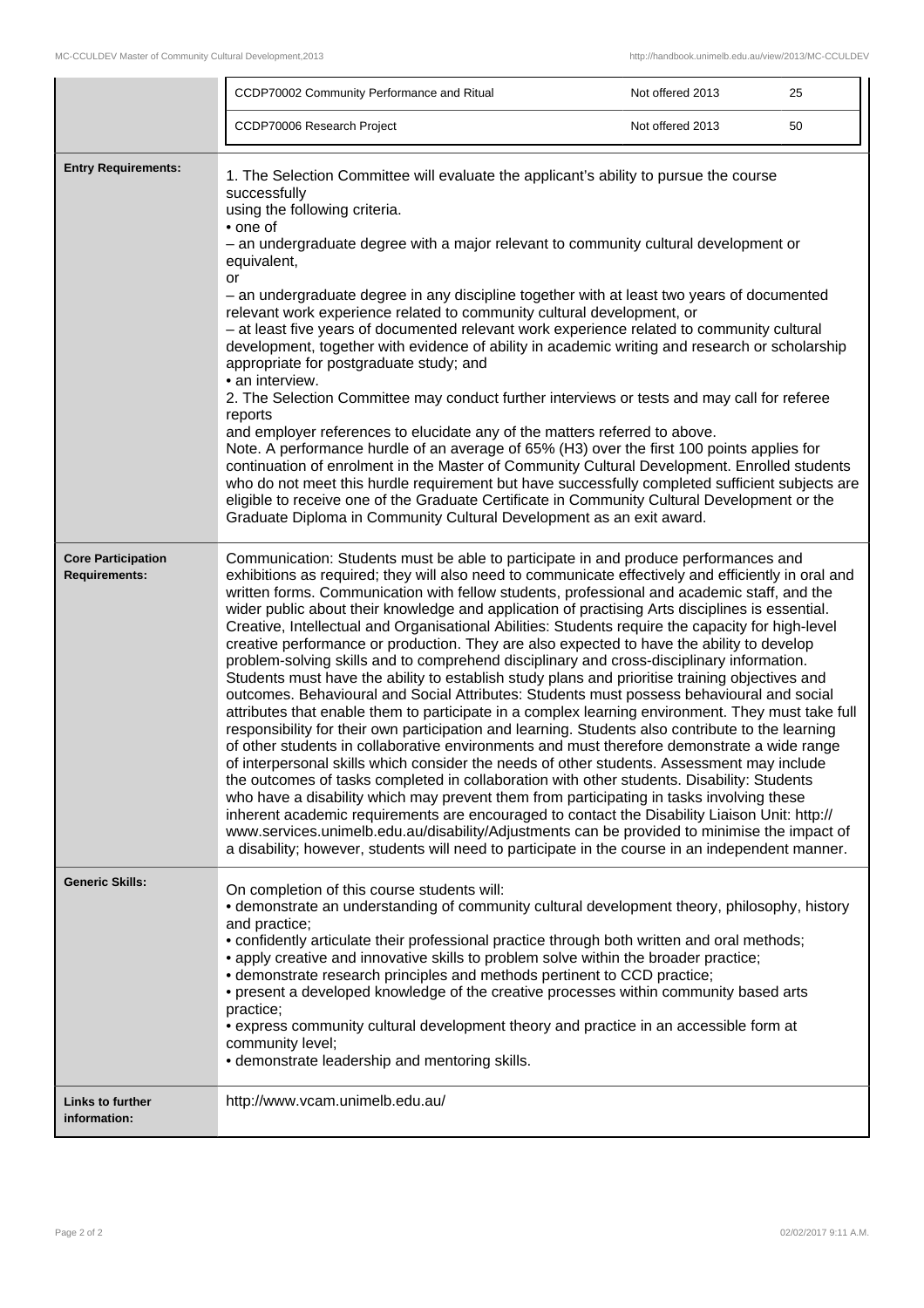| | | | |
|---|---|---|---|
| | CCDP70002 Community Performance and Ritual | Not offered 2013 | 25 |
| | CCDP70006 Research Project | Not offered 2013 | 50 |

| | |
|---|---|
| **Entry Requirements:** | 1. The Selection Committee will evaluate the applicant's ability to pursue the course successfully using the following criteria. • one of – an undergraduate degree with a major relevant to community cultural development or equivalent, or – an undergraduate degree in any discipline together with at least two years of documented relevant work experience related to community cultural development, or – at least five years of documented relevant work experience related to community cultural development, together with evidence of ability in academic writing and research or scholarship appropriate for postgraduate study; and • an interview. 2. The Selection Committee may conduct further interviews or tests and may call for referee reports and employer references to elucidate any of the matters referred to above. Note. A performance hurdle of an average of 65% (H3) over the first 100 points applies for continuation of enrolment in the Master of Community Cultural Development. Enrolled students who do not meet this hurdle requirement but have successfully completed sufficient subjects are eligible to receive one of the Graduate Certificate in Community Cultural Development or the Graduate Diploma in Community Cultural Development as an exit award. |
| **Core Participation Requirements:** | Communication: Students must be able to participate in and produce performances and exhibitions as required; they will also need to communicate effectively and efficiently in oral and written forms. Communication with fellow students, professional and academic staff, and the wider public about their knowledge and application of practising Arts disciplines is essential. Creative, Intellectual and Organisational Abilities: Students require the capacity for high-level creative performance or production. They are also expected to have the ability to develop problem-solving skills and to comprehend disciplinary and cross-disciplinary information. Students must have the ability to establish study plans and prioritise training objectives and outcomes. Behavioural and Social Attributes: Students must possess behavioural and social attributes that enable them to participate in a complex learning environment. They must take full responsibility for their own participation and learning. Students also contribute to the learning of other students in collaborative environments and must therefore demonstrate a wide range of interpersonal skills which consider the needs of other students. Assessment may include the outcomes of tasks completed in collaboration with other students. Disability: Students who have a disability which may prevent them from participating in tasks involving these inherent academic requirements are encouraged to contact the Disability Liaison Unit: http://www.services.unimelb.edu.au/disability/Adjustments can be provided to minimise the impact of a disability; however, students will need to participate in the course in an independent manner. |
| **Generic Skills:** | On completion of this course students will: • demonstrate an understanding of community cultural development theory, philosophy, history and practice; • confidently articulate their professional practice through both written and oral methods; • apply creative and innovative skills to problem solve within the broader practice; • demonstrate research principles and methods pertinent to CCD practice; • present a developed knowledge of the creative processes within community based arts practice; • express community cultural development theory and practice in an accessible form at community level; • demonstrate leadership and mentoring skills. |
| **Links to further information:** | http://www.vcam.unimelb.edu.au/ |